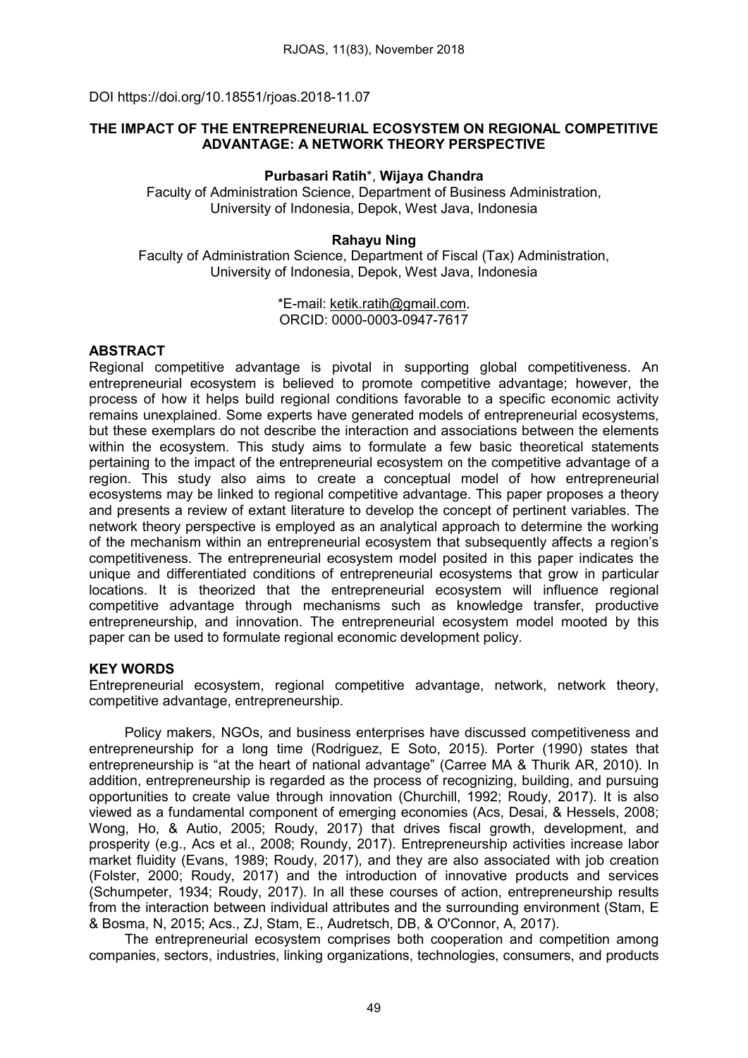DOI https://doi.org/10.18551/rjoas.2018-11.07

# THE IMPACT OF THE ENTREPRENEURIAL ECOSYSTEM ON REGIONAL COMPETITIVE ADVANTAGE: A NETWORK THEORY PERSPECTIVE

**Purbasari Ratih***, **Wijaya Chandra**

Faculty of Administration Science, Department of Business Administration, University of Indonesia, Depok, West Java, Indonesia

**Rahayu Ning**

Faculty of Administration Science, Department of Fiscal (Tax) Administration, University of Indonesia, Depok, West Java, Indonesia

*E-mail: ketik.ratih@gmail.com.
ORCID: 0000-0003-0947-7617

## ABSTRACT

Regional competitive advantage is pivotal in supporting global competitiveness. An entrepreneurial ecosystem is believed to promote competitive advantage; however, the process of how it helps build regional conditions favorable to a specific economic activity remains unexplained. Some experts have generated models of entrepreneurial ecosystems, but these exemplars do not describe the interaction and associations between the elements within the ecosystem. This study aims to formulate a few basic theoretical statements pertaining to the impact of the entrepreneurial ecosystem on the competitive advantage of a region. This study also aims to create a conceptual model of how entrepreneurial ecosystems may be linked to regional competitive advantage. This paper proposes a theory and presents a review of extant literature to develop the concept of pertinent variables. The network theory perspective is employed as an analytical approach to determine the working of the mechanism within an entrepreneurial ecosystem that subsequently affects a region's competitiveness. The entrepreneurial ecosystem model posited in this paper indicates the unique and differentiated conditions of entrepreneurial ecosystems that grow in particular locations. It is theorized that the entrepreneurial ecosystem will influence regional competitive advantage through mechanisms such as knowledge transfer, productive entrepreneurship, and innovation. The entrepreneurial ecosystem model mooted by this paper can be used to formulate regional economic development policy.

## KEY WORDS

Entrepreneurial ecosystem, regional competitive advantage, network, network theory, competitive advantage, entrepreneurship.

Policy makers, NGOs, and business enterprises have discussed competitiveness and entrepreneurship for a long time (Rodriguez, E Soto, 2015). Porter (1990) states that entrepreneurship is "at the heart of national advantage" (Carree MA & Thurik AR, 2010). In addition, entrepreneurship is regarded as the process of recognizing, building, and pursuing opportunities to create value through innovation (Churchill, 1992; Roudy, 2017). It is also viewed as a fundamental component of emerging economies (Acs, Desai, & Hessels, 2008; Wong, Ho, & Autio, 2005; Roudy, 2017) that drives fiscal growth, development, and prosperity (e.g., Acs et al., 2008; Roundy, 2017). Entrepreneurship activities increase labor market fluidity (Evans, 1989; Roudy, 2017), and they are also associated with job creation (Folster, 2000; Roudy, 2017) and the introduction of innovative products and services (Schumpeter, 1934; Roudy, 2017). In all these courses of action, entrepreneurship results from the interaction between individual attributes and the surrounding environment (Stam, E & Bosma, N, 2015; Acs., ZJ, Stam, E., Audretsch, DB, & O'Connor, A, 2017).

The entrepreneurial ecosystem comprises both cooperation and competition among companies, sectors, industries, linking organizations, technologies, consumers, and products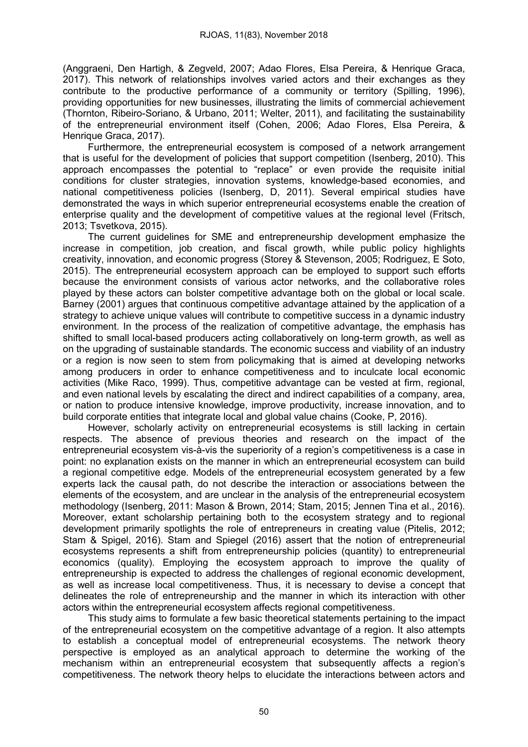(Anggraeni, Den Hartigh, & Zegveld, 2007; Adao Flores, Elsa Pereira, & Henrique Graca, 2017). This network of relationships involves varied actors and their exchanges as they contribute to the productive performance of a community or territory (Spilling, 1996), providing opportunities for new businesses, illustrating the limits of commercial achievement (Thornton, Ribeiro-Soriano, & Urbano, 2011; Welter, 2011), and facilitating the sustainability of the entrepreneurial environment itself (Cohen, 2006; Adao Flores, Elsa Pereira, & Henrique Graca, 2017).

Furthermore, the entrepreneurial ecosystem is composed of a network arrangement that is useful for the development of policies that support competition (Isenberg, 2010). This approach encompasses the potential to "replace" or even provide the requisite initial conditions for cluster strategies, innovation systems, knowledge-based economies, and national competitiveness policies (Isenberg, D, 2011). Several empirical studies have demonstrated the ways in which superior entrepreneurial ecosystems enable the creation of enterprise quality and the development of competitive values at the regional level (Fritsch, 2013; Tsvetkova, 2015).

The current guidelines for SME and entrepreneurship development emphasize the increase in competition, job creation, and fiscal growth, while public policy highlights creativity, innovation, and economic progress (Storey & Stevenson, 2005; Rodriguez, E Soto, 2015). The entrepreneurial ecosystem approach can be employed to support such efforts because the environment consists of various actor networks, and the collaborative roles played by these actors can bolster competitive advantage both on the global or local scale. Barney (2001) argues that continuous competitive advantage attained by the application of a strategy to achieve unique values will contribute to competitive success in a dynamic industry environment. In the process of the realization of competitive advantage, the emphasis has shifted to small local-based producers acting collaboratively on long-term growth, as well as on the upgrading of sustainable standards. The economic success and viability of an industry or a region is now seen to stem from policymaking that is aimed at developing networks among producers in order to enhance competitiveness and to inculcate local economic activities (Mike Raco, 1999). Thus, competitive advantage can be vested at firm, regional, and even national levels by escalating the direct and indirect capabilities of a company, area, or nation to produce intensive knowledge, improve productivity, increase innovation, and to build corporate entities that integrate local and global value chains (Cooke, P, 2016).

However, scholarly activity on entrepreneurial ecosystems is still lacking in certain respects. The absence of previous theories and research on the impact of the entrepreneurial ecosystem vis-à-vis the superiority of a region's competitiveness is a case in point: no explanation exists on the manner in which an entrepreneurial ecosystem can build a regional competitive edge. Models of the entrepreneurial ecosystem generated by a few experts lack the causal path, do not describe the interaction or associations between the elements of the ecosystem, and are unclear in the analysis of the entrepreneurial ecosystem methodology (Isenberg, 2011: Mason & Brown, 2014; Stam, 2015; Jennen Tina et al., 2016). Moreover, extant scholarship pertaining both to the ecosystem strategy and to regional development primarily spotlights the role of entrepreneurs in creating value (Pitelis, 2012; Stam & Spigel, 2016). Stam and Spiegel (2016) assert that the notion of entrepreneurial ecosystems represents a shift from entrepreneurship policies (quantity) to entrepreneurial economics (quality). Employing the ecosystem approach to improve the quality of entrepreneurship is expected to address the challenges of regional economic development, as well as increase local competitiveness. Thus, it is necessary to devise a concept that delineates the role of entrepreneurship and the manner in which its interaction with other actors within the entrepreneurial ecosystem affects regional competitiveness.

This study aims to formulate a few basic theoretical statements pertaining to the impact of the entrepreneurial ecosystem on the competitive advantage of a region. It also attempts to establish a conceptual model of entrepreneurial ecosystems. The network theory perspective is employed as an analytical approach to determine the working of the mechanism within an entrepreneurial ecosystem that subsequently affects a region's competitiveness. The network theory helps to elucidate the interactions between actors and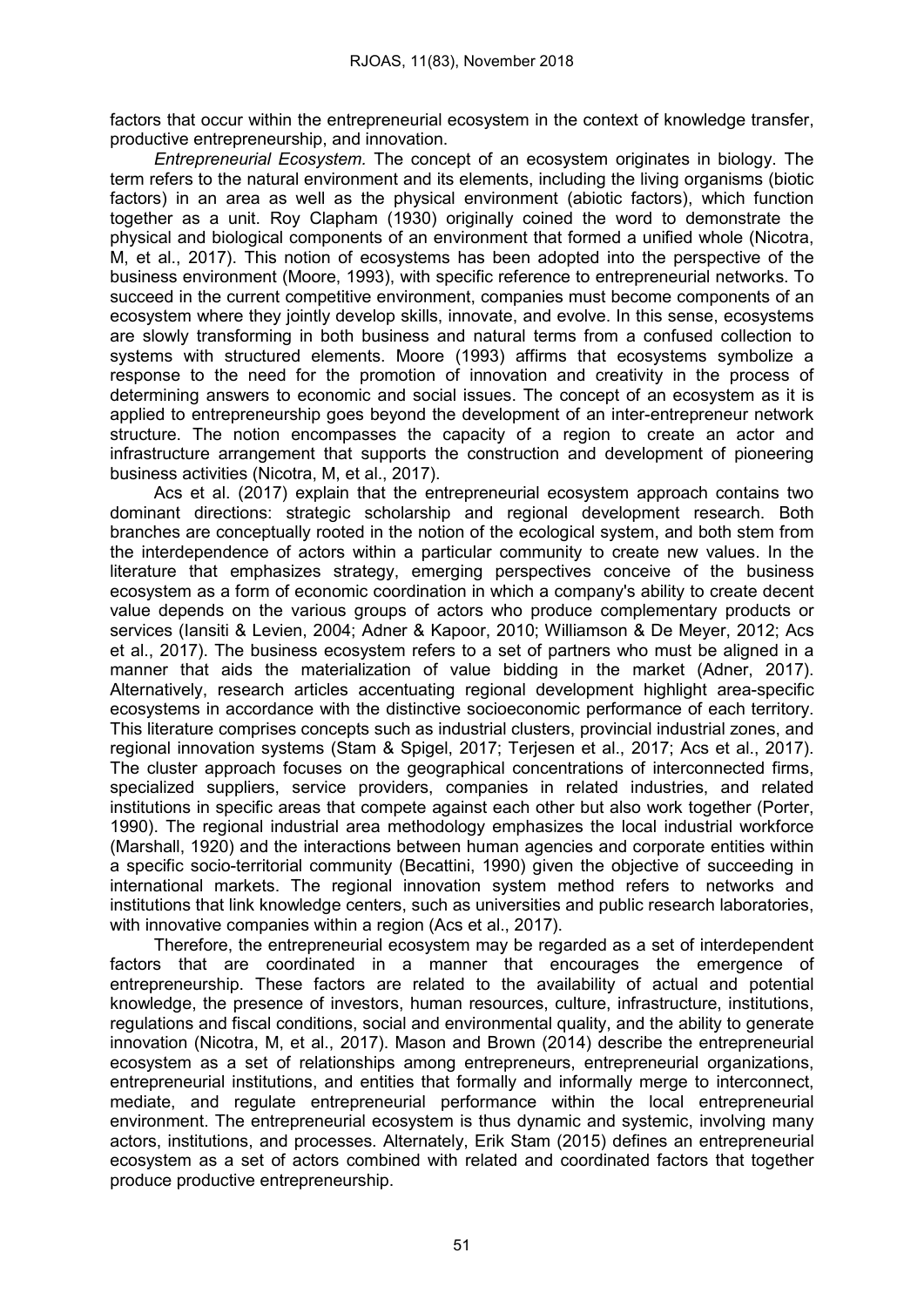factors that occur within the entrepreneurial ecosystem in the context of knowledge transfer, productive entrepreneurship, and innovation.

*Entrepreneurial Ecosystem.* The concept of an ecosystem originates in biology. The term refers to the natural environment and its elements, including the living organisms (biotic factors) in an area as well as the physical environment (abiotic factors), which function together as a unit. Roy Clapham (1930) originally coined the word to demonstrate the physical and biological components of an environment that formed a unified whole (Nicotra, M, et al., 2017). This notion of ecosystems has been adopted into the perspective of the business environment (Moore, 1993), with specific reference to entrepreneurial networks. To succeed in the current competitive environment, companies must become components of an ecosystem where they jointly develop skills, innovate, and evolve. In this sense, ecosystems are slowly transforming in both business and natural terms from a confused collection to systems with structured elements. Moore (1993) affirms that ecosystems symbolize a response to the need for the promotion of innovation and creativity in the process of determining answers to economic and social issues. The concept of an ecosystem as it is applied to entrepreneurship goes beyond the development of an inter-entrepreneur network structure. The notion encompasses the capacity of a region to create an actor and infrastructure arrangement that supports the construction and development of pioneering business activities (Nicotra, M, et al., 2017).

Acs et al. (2017) explain that the entrepreneurial ecosystem approach contains two dominant directions: strategic scholarship and regional development research. Both branches are conceptually rooted in the notion of the ecological system, and both stem from the interdependence of actors within a particular community to create new values. In the literature that emphasizes strategy, emerging perspectives conceive of the business ecosystem as a form of economic coordination in which a company's ability to create decent value depends on the various groups of actors who produce complementary products or services (Iansiti & Levien, 2004; Adner & Kapoor, 2010; Williamson & De Meyer, 2012; Acs et al., 2017). The business ecosystem refers to a set of partners who must be aligned in a manner that aids the materialization of value bidding in the market (Adner, 2017). Alternatively, research articles accentuating regional development highlight area-specific ecosystems in accordance with the distinctive socioeconomic performance of each territory. This literature comprises concepts such as industrial clusters, provincial industrial zones, and regional innovation systems (Stam & Spigel, 2017; Terjesen et al., 2017; Acs et al., 2017). The cluster approach focuses on the geographical concentrations of interconnected firms, specialized suppliers, service providers, companies in related industries, and related institutions in specific areas that compete against each other but also work together (Porter, 1990). The regional industrial area methodology emphasizes the local industrial workforce (Marshall, 1920) and the interactions between human agencies and corporate entities within a specific socio-territorial community (Becattini, 1990) given the objective of succeeding in international markets. The regional innovation system method refers to networks and institutions that link knowledge centers, such as universities and public research laboratories, with innovative companies within a region (Acs et al., 2017).

Therefore, the entrepreneurial ecosystem may be regarded as a set of interdependent factors that are coordinated in a manner that encourages the emergence of entrepreneurship. These factors are related to the availability of actual and potential knowledge, the presence of investors, human resources, culture, infrastructure, institutions, regulations and fiscal conditions, social and environmental quality, and the ability to generate innovation (Nicotra, M, et al., 2017). Mason and Brown (2014) describe the entrepreneurial ecosystem as a set of relationships among entrepreneurs, entrepreneurial organizations, entrepreneurial institutions, and entities that formally and informally merge to interconnect, mediate, and regulate entrepreneurial performance within the local entrepreneurial environment. The entrepreneurial ecosystem is thus dynamic and systemic, involving many actors, institutions, and processes. Alternately, Erik Stam (2015) defines an entrepreneurial ecosystem as a set of actors combined with related and coordinated factors that together produce productive entrepreneurship.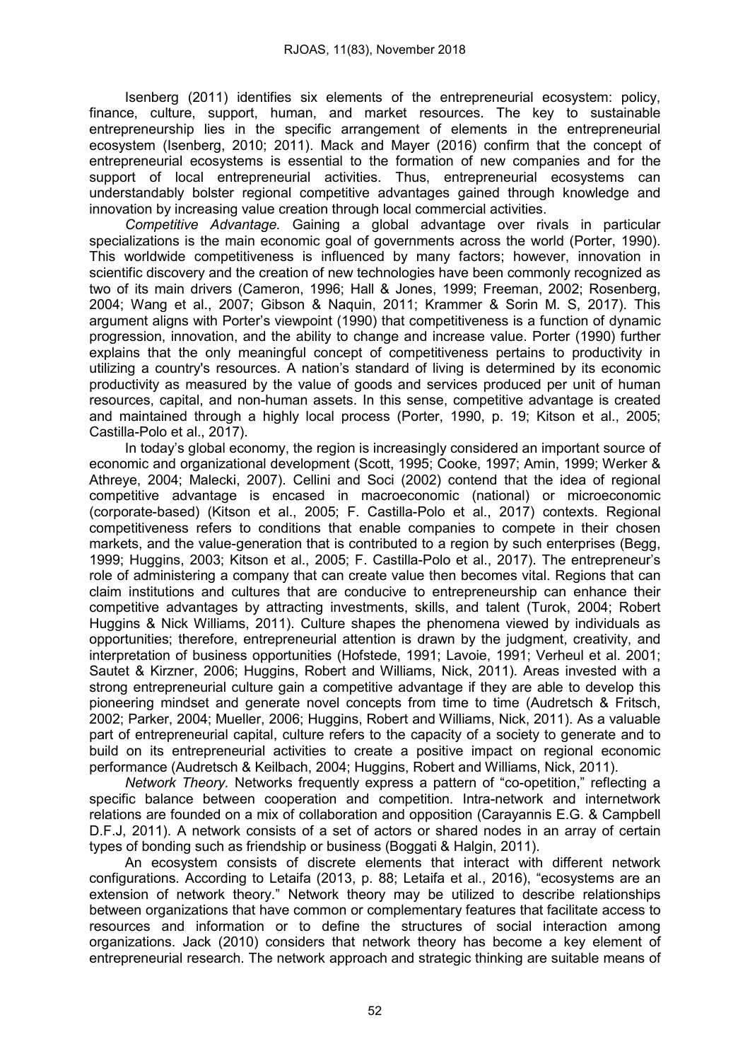Isenberg (2011) identifies six elements of the entrepreneurial ecosystem: policy, finance, culture, support, human, and market resources. The key to sustainable entrepreneurship lies in the specific arrangement of elements in the entrepreneurial ecosystem (Isenberg, 2010; 2011). Mack and Mayer (2016) confirm that the concept of entrepreneurial ecosystems is essential to the formation of new companies and for the support of local entrepreneurial activities. Thus, entrepreneurial ecosystems can understandably bolster regional competitive advantages gained through knowledge and innovation by increasing value creation through local commercial activities.

*Competitive Advantage.* Gaining a global advantage over rivals in particular specializations is the main economic goal of governments across the world (Porter, 1990). This worldwide competitiveness is influenced by many factors; however, innovation in scientific discovery and the creation of new technologies have been commonly recognized as two of its main drivers (Cameron, 1996; Hall & Jones, 1999; Freeman, 2002; Rosenberg, 2004; Wang et al., 2007; Gibson & Naquin, 2011; Krammer & Sorin M. S, 2017). This argument aligns with Porter's viewpoint (1990) that competitiveness is a function of dynamic progression, innovation, and the ability to change and increase value. Porter (1990) further explains that the only meaningful concept of competitiveness pertains to productivity in utilizing a country's resources. A nation's standard of living is determined by its economic productivity as measured by the value of goods and services produced per unit of human resources, capital, and non-human assets. In this sense, competitive advantage is created and maintained through a highly local process (Porter, 1990, p. 19; Kitson et al., 2005; Castilla-Polo et al., 2017).

In today's global economy, the region is increasingly considered an important source of economic and organizational development (Scott, 1995; Cooke, 1997; Amin, 1999; Werker & Athreye, 2004; Malecki, 2007). Cellini and Soci (2002) contend that the idea of regional competitive advantage is encased in macroeconomic (national) or microeconomic (corporate-based) (Kitson et al., 2005; F. Castilla-Polo et al., 2017) contexts. Regional competitiveness refers to conditions that enable companies to compete in their chosen markets, and the value-generation that is contributed to a region by such enterprises (Begg, 1999; Huggins, 2003; Kitson et al., 2005; F. Castilla-Polo et al., 2017). The entrepreneur's role of administering a company that can create value then becomes vital. Regions that can claim institutions and cultures that are conducive to entrepreneurship can enhance their competitive advantages by attracting investments, skills, and talent (Turok, 2004; Robert Huggins & Nick Williams, 2011). Culture shapes the phenomena viewed by individuals as opportunities; therefore, entrepreneurial attention is drawn by the judgment, creativity, and interpretation of business opportunities (Hofstede, 1991; Lavoie, 1991; Verheul et al. 2001; Sautet & Kirzner, 2006; Huggins, Robert and Williams, Nick, 2011). Areas invested with a strong entrepreneurial culture gain a competitive advantage if they are able to develop this pioneering mindset and generate novel concepts from time to time (Audretsch & Fritsch, 2002; Parker, 2004; Mueller, 2006; Huggins, Robert and Williams, Nick, 2011). As a valuable part of entrepreneurial capital, culture refers to the capacity of a society to generate and to build on its entrepreneurial activities to create a positive impact on regional economic performance (Audretsch & Keilbach, 2004; Huggins, Robert and Williams, Nick, 2011).

*Network Theory.* Networks frequently express a pattern of "co-opetition," reflecting a specific balance between cooperation and competition. Intra-network and internetwork relations are founded on a mix of collaboration and opposition (Carayannis E.G. & Campbell D.F.J, 2011). A network consists of a set of actors or shared nodes in an array of certain types of bonding such as friendship or business (Boggati & Halgin, 2011).

An ecosystem consists of discrete elements that interact with different network configurations. According to Letaifa (2013, p. 88; Letaifa et al., 2016), "ecosystems are an extension of network theory." Network theory may be utilized to describe relationships between organizations that have common or complementary features that facilitate access to resources and information or to define the structures of social interaction among organizations. Jack (2010) considers that network theory has become a key element of entrepreneurial research. The network approach and strategic thinking are suitable means of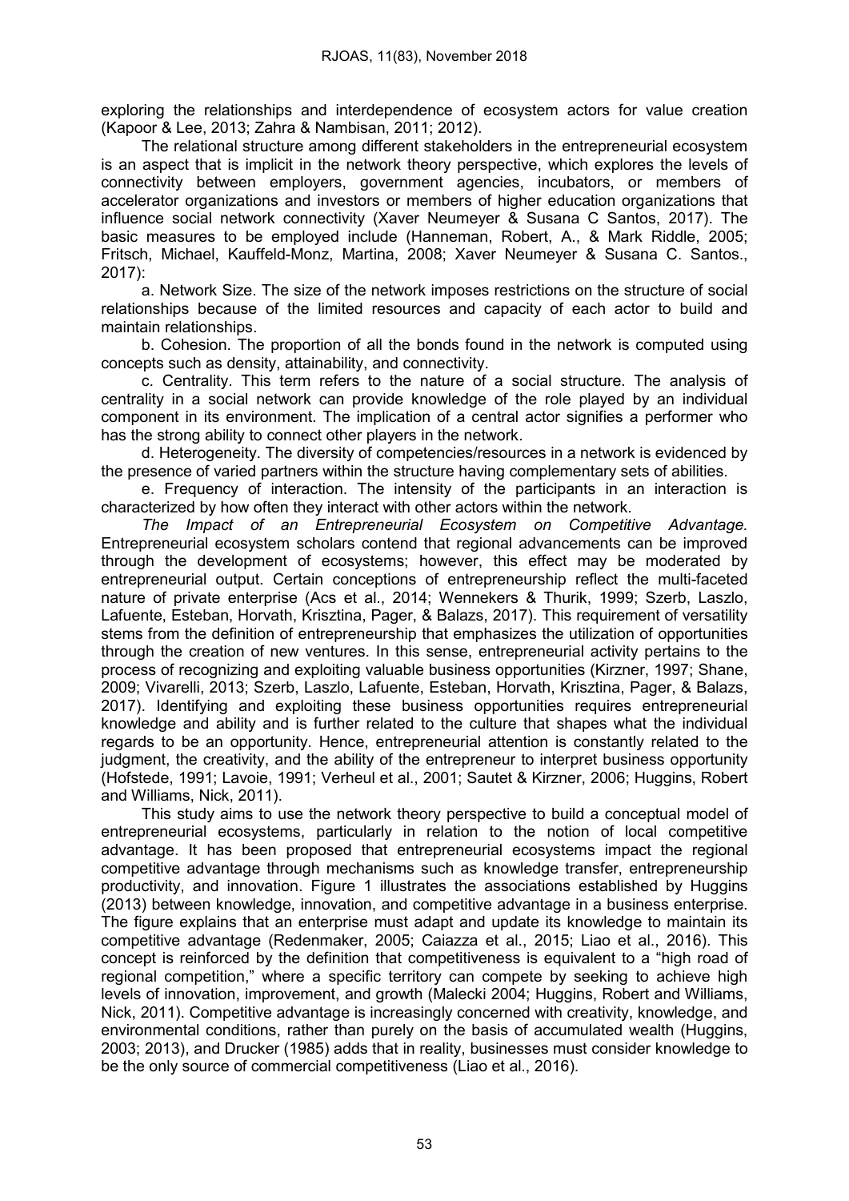exploring the relationships and interdependence of ecosystem actors for value creation (Kapoor & Lee, 2013; Zahra & Nambisan, 2011; 2012).

The relational structure among different stakeholders in the entrepreneurial ecosystem is an aspect that is implicit in the network theory perspective, which explores the levels of connectivity between employers, government agencies, incubators, or members of accelerator organizations and investors or members of higher education organizations that influence social network connectivity (Xaver Neumeyer & Susana C Santos, 2017). The basic measures to be employed include (Hanneman, Robert, A., & Mark Riddle, 2005; Fritsch, Michael, Kauffeld-Monz, Martina, 2008; Xaver Neumeyer & Susana C. Santos., 2017):

a. Network Size. The size of the network imposes restrictions on the structure of social relationships because of the limited resources and capacity of each actor to build and maintain relationships.

b. Cohesion. The proportion of all the bonds found in the network is computed using concepts such as density, attainability, and connectivity.

c. Centrality. This term refers to the nature of a social structure. The analysis of centrality in a social network can provide knowledge of the role played by an individual component in its environment. The implication of a central actor signifies a performer who has the strong ability to connect other players in the network.

d. Heterogeneity. The diversity of competencies/resources in a network is evidenced by the presence of varied partners within the structure having complementary sets of abilities.

e. Frequency of interaction. The intensity of the participants in an interaction is characterized by how often they interact with other actors within the network.

*The Impact of an Entrepreneurial Ecosystem on Competitive Advantage.* Entrepreneurial ecosystem scholars contend that regional advancements can be improved through the development of ecosystems; however, this effect may be moderated by entrepreneurial output. Certain conceptions of entrepreneurship reflect the multi-faceted nature of private enterprise (Acs et al., 2014; Wennekers & Thurik, 1999; Szerb, Laszlo, Lafuente, Esteban, Horvath, Krisztina, Pager, & Balazs, 2017). This requirement of versatility stems from the definition of entrepreneurship that emphasizes the utilization of opportunities through the creation of new ventures. In this sense, entrepreneurial activity pertains to the process of recognizing and exploiting valuable business opportunities (Kirzner, 1997; Shane, 2009; Vivarelli, 2013; Szerb, Laszlo, Lafuente, Esteban, Horvath, Krisztina, Pager, & Balazs, 2017). Identifying and exploiting these business opportunities requires entrepreneurial knowledge and ability and is further related to the culture that shapes what the individual regards to be an opportunity. Hence, entrepreneurial attention is constantly related to the judgment, the creativity, and the ability of the entrepreneur to interpret business opportunity (Hofstede, 1991; Lavoie, 1991; Verheul et al., 2001; Sautet & Kirzner, 2006; Huggins, Robert and Williams, Nick, 2011).

This study aims to use the network theory perspective to build a conceptual model of entrepreneurial ecosystems, particularly in relation to the notion of local competitive advantage. It has been proposed that entrepreneurial ecosystems impact the regional competitive advantage through mechanisms such as knowledge transfer, entrepreneurship productivity, and innovation. Figure 1 illustrates the associations established by Huggins (2013) between knowledge, innovation, and competitive advantage in a business enterprise. The figure explains that an enterprise must adapt and update its knowledge to maintain its competitive advantage (Redenmaker, 2005; Caiazza et al., 2015; Liao et al., 2016). This concept is reinforced by the definition that competitiveness is equivalent to a "high road of regional competition," where a specific territory can compete by seeking to achieve high levels of innovation, improvement, and growth (Malecki 2004; Huggins, Robert and Williams, Nick, 2011). Competitive advantage is increasingly concerned with creativity, knowledge, and environmental conditions, rather than purely on the basis of accumulated wealth (Huggins, 2003; 2013), and Drucker (1985) adds that in reality, businesses must consider knowledge to be the only source of commercial competitiveness (Liao et al., 2016).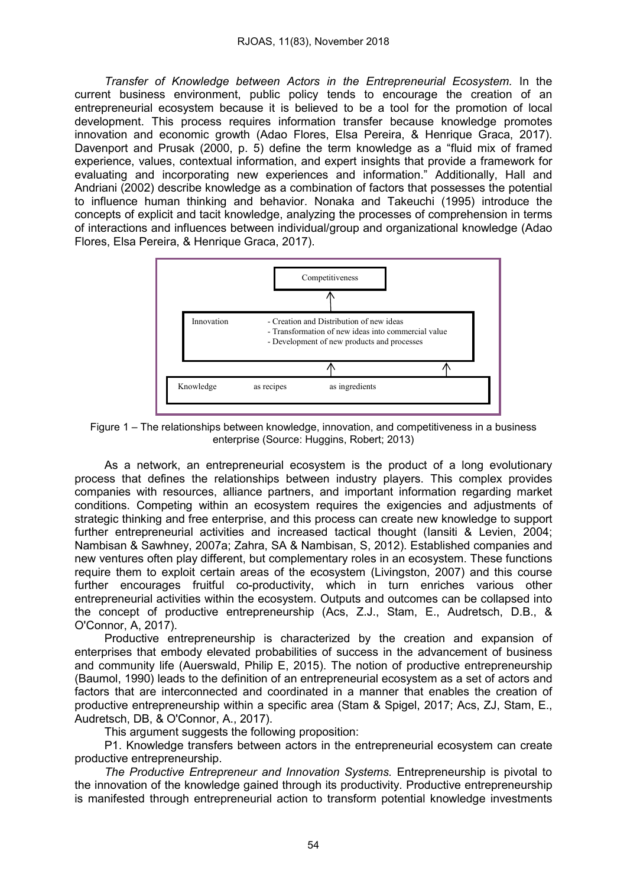*Transfer of Knowledge between Actors in the Entrepreneurial Ecosystem.* In the current business environment, public policy tends to encourage the creation of an entrepreneurial ecosystem because it is believed to be a tool for the promotion of local development. This process requires information transfer because knowledge promotes innovation and economic growth (Adao Flores, Elsa Pereira, & Henrique Graca, 2017). Davenport and Prusak (2000, p. 5) define the term knowledge as a "fluid mix of framed experience, values, contextual information, and expert insights that provide a framework for evaluating and incorporating new experiences and information." Additionally, Hall and Andriani (2002) describe knowledge as a combination of factors that possesses the potential to influence human thinking and behavior. Nonaka and Takeuchi (1995) introduce the concepts of explicit and tacit knowledge, analyzing the processes of comprehension in terms of interactions and influences between individual/group and organizational knowledge (Adao Flores, Elsa Pereira, & Henrique Graca, 2017).

Competitiveness

↑

Innovation
- Creation and Distribution of new ideas
- Transformation of new ideas into commercial value
- Development of new products and processes

↑ ↑

Knowledge — as recipes — as ingredients

Figure 1 – The relationships between knowledge, innovation, and competitiveness in a business enterprise (Source: Huggins, Robert; 2013)

As a network, an entrepreneurial ecosystem is the product of a long evolutionary process that defines the relationships between industry players. This complex provides companies with resources, alliance partners, and important information regarding market conditions. Competing within an ecosystem requires the exigencies and adjustments of strategic thinking and free enterprise, and this process can create new knowledge to support further entrepreneurial activities and increased tactical thought (Iansiti & Levien, 2004; Nambisan & Sawhney, 2007a; Zahra, SA & Nambisan, S, 2012). Established companies and new ventures often play different, but complementary roles in an ecosystem. These functions require them to exploit certain areas of the ecosystem (Livingston, 2007) and this course further encourages fruitful co-productivity, which in turn enriches various other entrepreneurial activities within the ecosystem. Outputs and outcomes can be collapsed into the concept of productive entrepreneurship (Acs, Z.J., Stam, E., Audretsch, D.B., & O'Connor, A, 2017).

Productive entrepreneurship is characterized by the creation and expansion of enterprises that embody elevated probabilities of success in the advancement of business and community life (Auerswald, Philip E, 2015). The notion of productive entrepreneurship (Baumol, 1990) leads to the definition of an entrepreneurial ecosystem as a set of actors and factors that are interconnected and coordinated in a manner that enables the creation of productive entrepreneurship within a specific area (Stam & Spigel, 2017; Acs, ZJ, Stam, E., Audretsch, DB, & O'Connor, A., 2017).

This argument suggests the following proposition:

P1. Knowledge transfers between actors in the entrepreneurial ecosystem can create productive entrepreneurship.

*The Productive Entrepreneur and Innovation Systems.* Entrepreneurship is pivotal to the innovation of the knowledge gained through its productivity. Productive entrepreneurship is manifested through entrepreneurial action to transform potential knowledge investments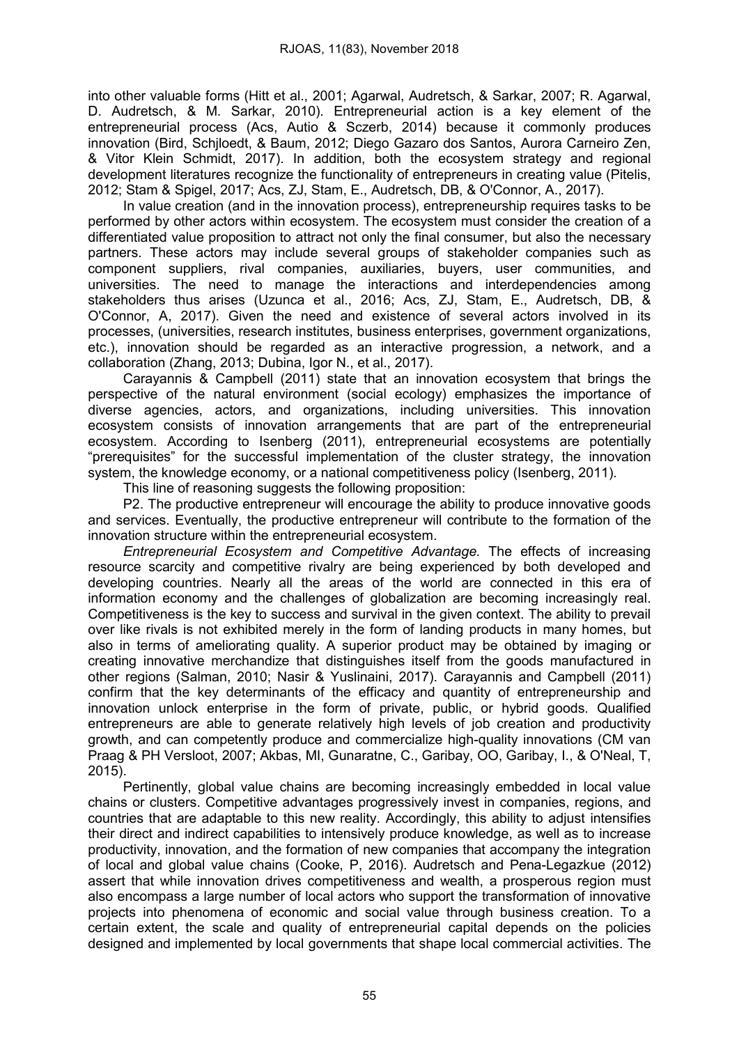into other valuable forms (Hitt et al., 2001; Agarwal, Audretsch, & Sarkar, 2007; R. Agarwal, D. Audretsch, & M. Sarkar, 2010). Entrepreneurial action is a key element of the entrepreneurial process (Acs, Autio & Sczerb, 2014) because it commonly produces innovation (Bird, Schjloedt, & Baum, 2012; Diego Gazaro dos Santos, Aurora Carneiro Zen, & Vitor Klein Schmidt, 2017). In addition, both the ecosystem strategy and regional development literatures recognize the functionality of entrepreneurs in creating value (Pitelis, 2012; Stam & Spigel, 2017; Acs, ZJ, Stam, E., Audretsch, DB, & O'Connor, A., 2017).

In value creation (and in the innovation process), entrepreneurship requires tasks to be performed by other actors within ecosystem. The ecosystem must consider the creation of a differentiated value proposition to attract not only the final consumer, but also the necessary partners. These actors may include several groups of stakeholder companies such as component suppliers, rival companies, auxiliaries, buyers, user communities, and universities. The need to manage the interactions and interdependencies among stakeholders thus arises (Uzunca et al., 2016; Acs, ZJ, Stam, E., Audretsch, DB, & O'Connor, A, 2017). Given the need and existence of several actors involved in its processes, (universities, research institutes, business enterprises, government organizations, etc.), innovation should be regarded as an interactive progression, a network, and a collaboration (Zhang, 2013; Dubina, Igor N., et al., 2017).

Carayannis & Campbell (2011) state that an innovation ecosystem that brings the perspective of the natural environment (social ecology) emphasizes the importance of diverse agencies, actors, and organizations, including universities. This innovation ecosystem consists of innovation arrangements that are part of the entrepreneurial ecosystem. According to Isenberg (2011), entrepreneurial ecosystems are potentially "prerequisites" for the successful implementation of the cluster strategy, the innovation system, the knowledge economy, or a national competitiveness policy (Isenberg, 2011).

This line of reasoning suggests the following proposition:

P2. The productive entrepreneur will encourage the ability to produce innovative goods and services. Eventually, the productive entrepreneur will contribute to the formation of the innovation structure within the entrepreneurial ecosystem.

*Entrepreneurial Ecosystem and Competitive Advantage.* The effects of increasing resource scarcity and competitive rivalry are being experienced by both developed and developing countries. Nearly all the areas of the world are connected in this era of information economy and the challenges of globalization are becoming increasingly real. Competitiveness is the key to success and survival in the given context. The ability to prevail over like rivals is not exhibited merely in the form of landing products in many homes, but also in terms of ameliorating quality. A superior product may be obtained by imaging or creating innovative merchandize that distinguishes itself from the goods manufactured in other regions (Salman, 2010; Nasir & Yuslinaini, 2017). Carayannis and Campbell (2011) confirm that the key determinants of the efficacy and quantity of entrepreneurship and innovation unlock enterprise in the form of private, public, or hybrid goods. Qualified entrepreneurs are able to generate relatively high levels of job creation and productivity growth, and can competently produce and commercialize high-quality innovations (CM van Praag & PH Versloot, 2007; Akbas, MI, Gunaratne, C., Garibay, OO, Garibay, I., & O'Neal, T, 2015).

Pertinently, global value chains are becoming increasingly embedded in local value chains or clusters. Competitive advantages progressively invest in companies, regions, and countries that are adaptable to this new reality. Accordingly, this ability to adjust intensifies their direct and indirect capabilities to intensively produce knowledge, as well as to increase productivity, innovation, and the formation of new companies that accompany the integration of local and global value chains (Cooke, P, 2016). Audretsch and Pena-Legazkue (2012) assert that while innovation drives competitiveness and wealth, a prosperous region must also encompass a large number of local actors who support the transformation of innovative projects into phenomena of economic and social value through business creation. To a certain extent, the scale and quality of entrepreneurial capital depends on the policies designed and implemented by local governments that shape local commercial activities. The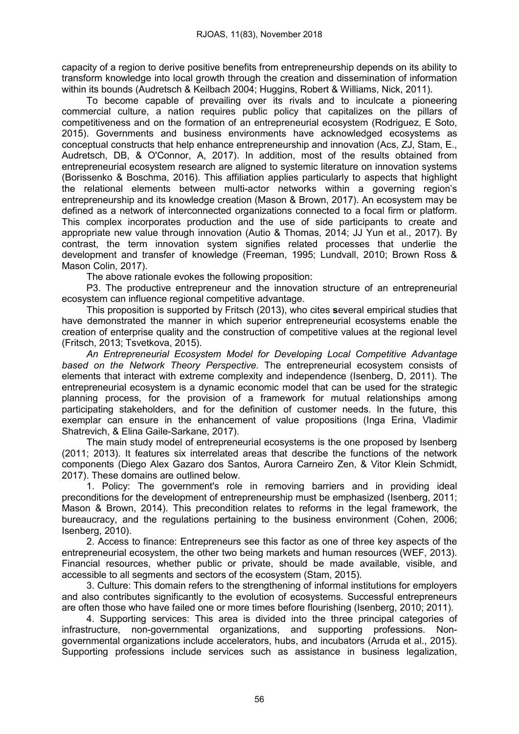capacity of a region to derive positive benefits from entrepreneurship depends on its ability to transform knowledge into local growth through the creation and dissemination of information within its bounds (Audretsch & Keilbach 2004; Huggins, Robert & Williams, Nick, 2011).

To become capable of prevailing over its rivals and to inculcate a pioneering commercial culture, a nation requires public policy that capitalizes on the pillars of competitiveness and on the formation of an entrepreneurial ecosystem (Rodriguez, E Soto, 2015). Governments and business environments have acknowledged ecosystems as conceptual constructs that help enhance entrepreneurship and innovation (Acs, ZJ, Stam, E., Audretsch, DB, & O'Connor, A, 2017). In addition, most of the results obtained from entrepreneurial ecosystem research are aligned to systemic literature on innovation systems (Borissenko & Boschma, 2016). This affiliation applies particularly to aspects that highlight the relational elements between multi-actor networks within a governing region's entrepreneurship and its knowledge creation (Mason & Brown, 2017). An ecosystem may be defined as a network of interconnected organizations connected to a focal firm or platform. This complex incorporates production and the use of side participants to create and appropriate new value through innovation (Autio & Thomas, 2014; JJ Yun et al., 2017). By contrast, the term innovation system signifies related processes that underlie the development and transfer of knowledge (Freeman, 1995; Lundvall, 2010; Brown Ross & Mason Colin, 2017).

The above rationale evokes the following proposition:

P3. The productive entrepreneur and the innovation structure of an entrepreneurial ecosystem can influence regional competitive advantage.

This proposition is supported by Fritsch (2013), who cites **s**everal empirical studies that have demonstrated the manner in which superior entrepreneurial ecosystems enable the creation of enterprise quality and the construction of competitive values at the regional level (Fritsch, 2013; Tsvetkova, 2015).

*An Entrepreneurial Ecosystem Model for Developing Local Competitive Advantage based on the Network Theory Perspective.* The entrepreneurial ecosystem consists of elements that interact with extreme complexity and independence (Isenberg, D, 2011). The entrepreneurial ecosystem is a dynamic economic model that can be used for the strategic planning process, for the provision of a framework for mutual relationships among participating stakeholders, and for the definition of customer needs. In the future, this exemplar can ensure in the enhancement of value propositions (Inga Erina, Vladimir Shatrevich, & Elina Gaile-Sarkane, 2017).

The main study model of entrepreneurial ecosystems is the one proposed by Isenberg (2011; 2013). It features six interrelated areas that describe the functions of the network components (Diego Alex Gazaro dos Santos, Aurora Carneiro Zen, & Vitor Klein Schmidt, 2017). These domains are outlined below.

1. Policy: The government's role in removing barriers and in providing ideal preconditions for the development of entrepreneurship must be emphasized (Isenberg, 2011; Mason & Brown, 2014). This precondition relates to reforms in the legal framework, the bureaucracy, and the regulations pertaining to the business environment (Cohen, 2006; Isenberg, 2010).

2. Access to finance: Entrepreneurs see this factor as one of three key aspects of the entrepreneurial ecosystem, the other two being markets and human resources (WEF, 2013). Financial resources, whether public or private, should be made available, visible, and accessible to all segments and sectors of the ecosystem (Stam, 2015).

3. Culture: This domain refers to the strengthening of informal institutions for employers and also contributes significantly to the evolution of ecosystems. Successful entrepreneurs are often those who have failed one or more times before flourishing (Isenberg, 2010; 2011).

4. Supporting services: This area is divided into the three principal categories of infrastructure, non-governmental organizations, and supporting professions. Non-governmental organizations include accelerators, hubs, and incubators (Arruda et al., 2015). Supporting professions include services such as assistance in business legalization,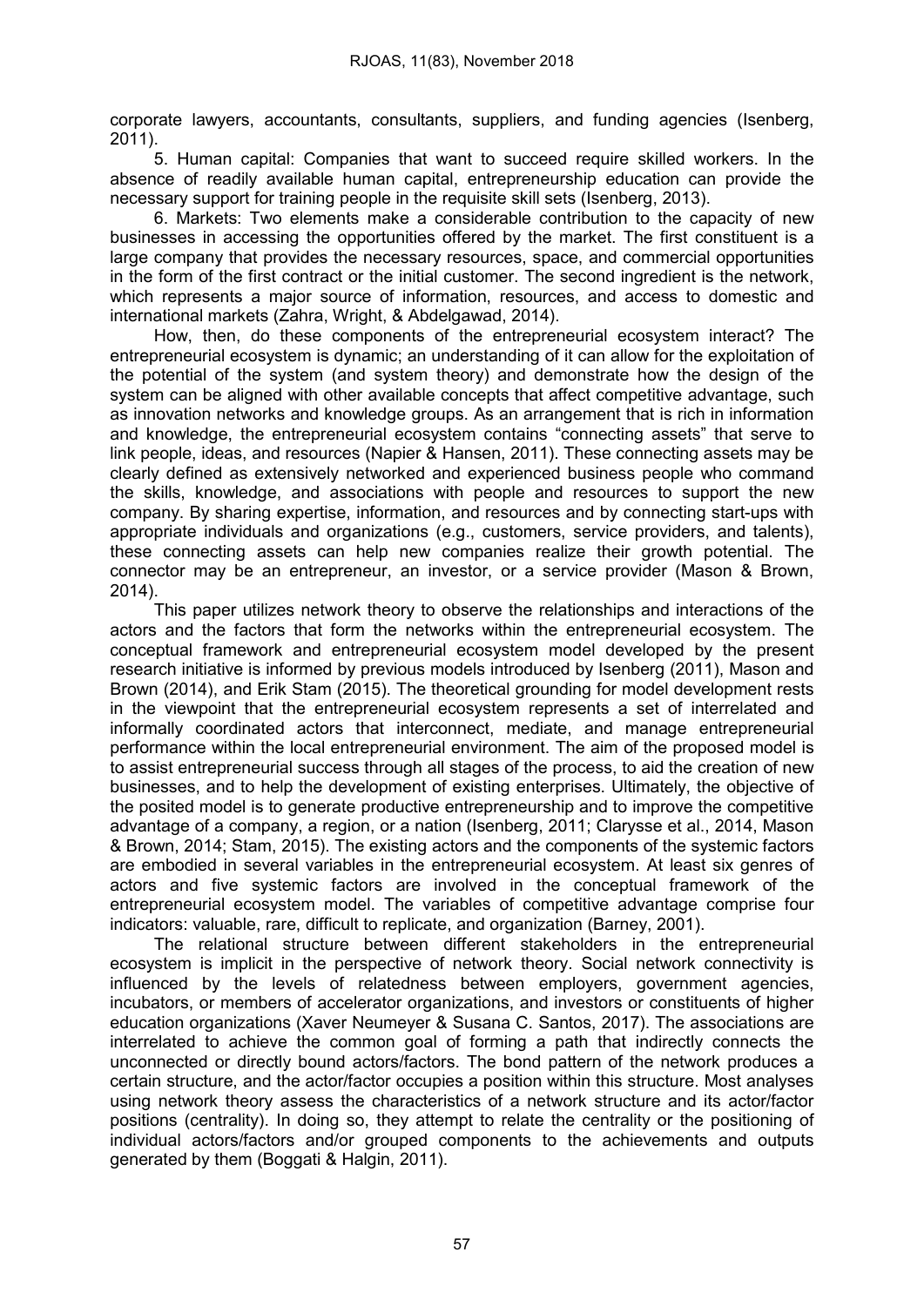corporate lawyers, accountants, consultants, suppliers, and funding agencies (Isenberg, 2011).

5. Human capital: Companies that want to succeed require skilled workers. In the absence of readily available human capital, entrepreneurship education can provide the necessary support for training people in the requisite skill sets (Isenberg, 2013).

6. Markets: Two elements make a considerable contribution to the capacity of new businesses in accessing the opportunities offered by the market. The first constituent is a large company that provides the necessary resources, space, and commercial opportunities in the form of the first contract or the initial customer. The second ingredient is the network, which represents a major source of information, resources, and access to domestic and international markets (Zahra, Wright, & Abdelgawad, 2014).

How, then, do these components of the entrepreneurial ecosystem interact? The entrepreneurial ecosystem is dynamic; an understanding of it can allow for the exploitation of the potential of the system (and system theory) and demonstrate how the design of the system can be aligned with other available concepts that affect competitive advantage, such as innovation networks and knowledge groups. As an arrangement that is rich in information and knowledge, the entrepreneurial ecosystem contains "connecting assets" that serve to link people, ideas, and resources (Napier & Hansen, 2011). These connecting assets may be clearly defined as extensively networked and experienced business people who command the skills, knowledge, and associations with people and resources to support the new company. By sharing expertise, information, and resources and by connecting start-ups with appropriate individuals and organizations (e.g., customers, service providers, and talents), these connecting assets can help new companies realize their growth potential. The connector may be an entrepreneur, an investor, or a service provider (Mason & Brown, 2014).

This paper utilizes network theory to observe the relationships and interactions of the actors and the factors that form the networks within the entrepreneurial ecosystem. The conceptual framework and entrepreneurial ecosystem model developed by the present research initiative is informed by previous models introduced by Isenberg (2011), Mason and Brown (2014), and Erik Stam (2015). The theoretical grounding for model development rests in the viewpoint that the entrepreneurial ecosystem represents a set of interrelated and informally coordinated actors that interconnect, mediate, and manage entrepreneurial performance within the local entrepreneurial environment. The aim of the proposed model is to assist entrepreneurial success through all stages of the process, to aid the creation of new businesses, and to help the development of existing enterprises. Ultimately, the objective of the posited model is to generate productive entrepreneurship and to improve the competitive advantage of a company, a region, or a nation (Isenberg, 2011; Clarysse et al., 2014, Mason & Brown, 2014; Stam, 2015). The existing actors and the components of the systemic factors are embodied in several variables in the entrepreneurial ecosystem. At least six genres of actors and five systemic factors are involved in the conceptual framework of the entrepreneurial ecosystem model. The variables of competitive advantage comprise four indicators: valuable, rare, difficult to replicate, and organization (Barney, 2001).

The relational structure between different stakeholders in the entrepreneurial ecosystem is implicit in the perspective of network theory. Social network connectivity is influenced by the levels of relatedness between employers, government agencies, incubators, or members of accelerator organizations, and investors or constituents of higher education organizations (Xaver Neumeyer & Susana C. Santos, 2017). The associations are interrelated to achieve the common goal of forming a path that indirectly connects the unconnected or directly bound actors/factors. The bond pattern of the network produces a certain structure, and the actor/factor occupies a position within this structure. Most analyses using network theory assess the characteristics of a network structure and its actor/factor positions (centrality). In doing so, they attempt to relate the centrality or the positioning of individual actors/factors and/or grouped components to the achievements and outputs generated by them (Boggati & Halgin, 2011).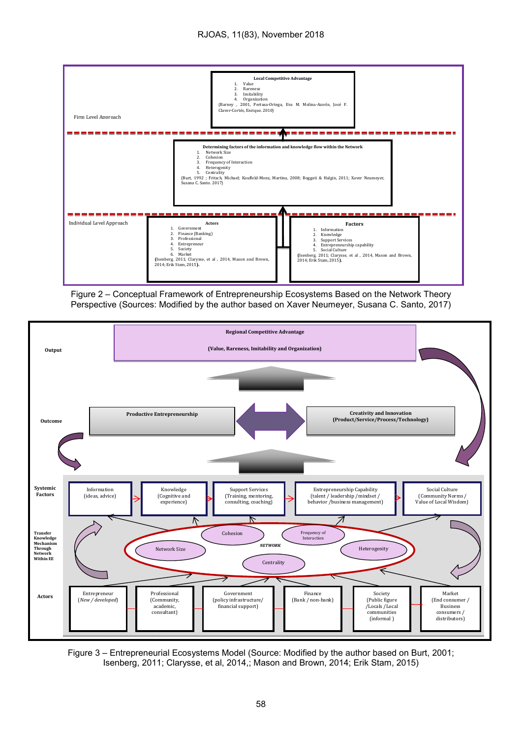Local Competitive Advantage

1. Value
2. Rareness
3. Imitability
4. Organization

(Barney , 2001, Pertusa-Ortega, Eva M. Molina-Azorín, José F. Claver-Cortés, Enrique. 2010)

Firm Level Approach

Determining factors of the information and knowledge flow within the Network

1. Network Size
2. Cohesion
3. Frequency of Interaction
4. Heterogenity
5. Centrality

(Burt, 1992 ; Fritsch, Michael; Kauffeld-Monz, Martina, 2008; Boggati & Halgin, 2011; Xaver Neumeyer, Susana C. Santo. 2017)

Individual Level Approach

Actors

1. Government
2. Finance (Banking)
3. Professional
4. Entrepreneur
5. Society
6. Market

(Isenberg, 2011; Clarysse, et al , 2014, Mason and Brown, 2014; Erik Stam, 2015).

Factors

1. Information
2. Knowledge
3. Support Services
4. Entrepreneurship capability
5. Social Culture

(Isenberg, 2011; Clarysse, et al , 2014, Mason and Brown, 2014; Erik Stam, 2015).

Figure 2 – Conceptual Framework of Entrepreneurship Ecosystems Based on the Network Theory Perspective (Sources: Modified by the author based on Xaver Neumeyer, Susana C. Santo, 2017)

Output: Regional Competitive Advantage (Value, Rareness, Imitability and Organization)

Outcome: Productive Entrepreneurship; Creativity and Innovation (Product/Service/Process/Technology)

Systemic Factors: Information (ideas, advice); Knowledge (Cognitive and experience); Support Services (Training, mentoring, consulting, coaching); Entrepreneurship Capability (talent / leadership / mindset / behavior /business management); Social Culture (Community Norms / Value of Local Wisdom)

Transfer Knowledge Mechanism Through Network Within EE: NETWORK — Cohesion; Frequency of Interaction; Network Size; Heterogenity; Centrality

Actors: Entrepreneur (*New / developed*); Professional (Community, academic, consultant); Government (policy infrastructure/ financial support); Finance (Bank / non-bank); Society (Public figure /Locals /Local communities (informal )); Market (End consumer / Business consumers / distributors)

Figure 3 – Entrepreneurial Ecosystems Model (Source: Modified by the author based on Burt, 2001; Isenberg, 2011; Clarysse, et al, 2014,; Mason and Brown, 2014; Erik Stam, 2015)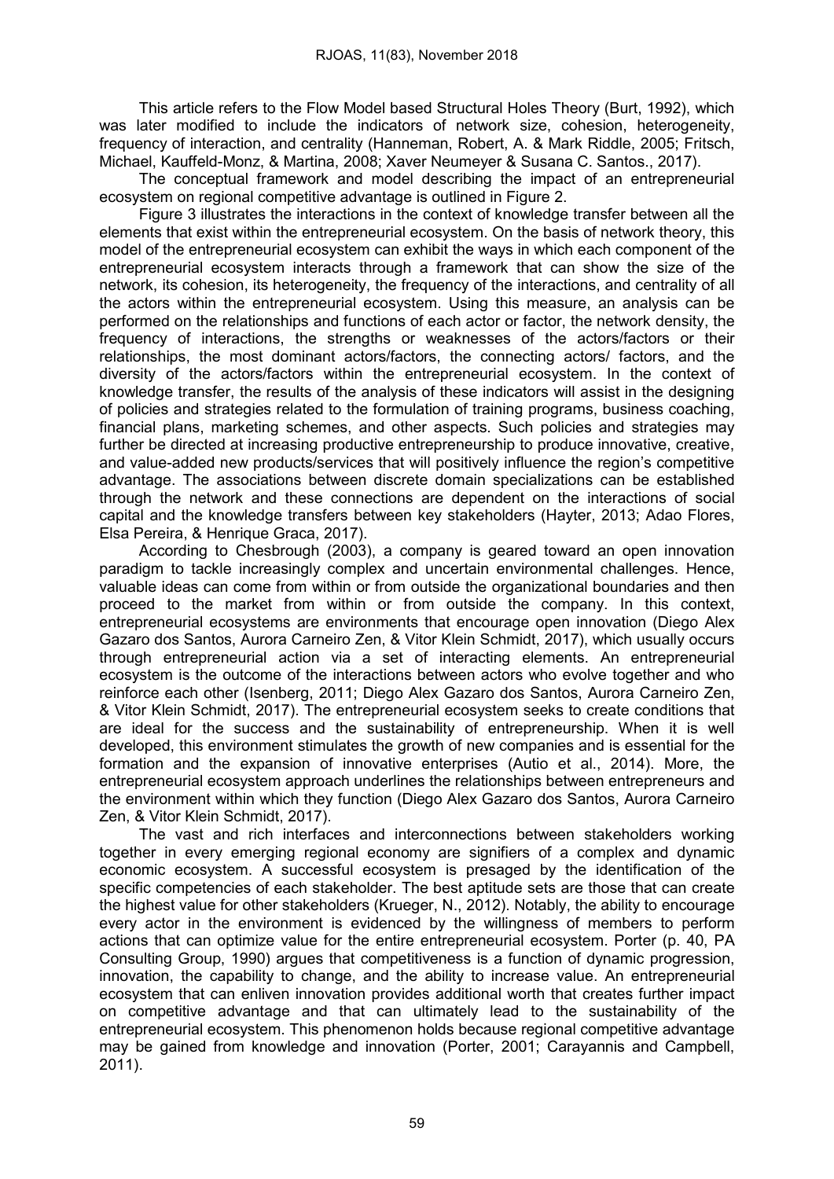This article refers to the Flow Model based Structural Holes Theory (Burt, 1992), which was later modified to include the indicators of network size, cohesion, heterogeneity, frequency of interaction, and centrality (Hanneman, Robert, A. & Mark Riddle, 2005; Fritsch, Michael, Kauffeld-Monz, & Martina, 2008; Xaver Neumeyer & Susana C. Santos., 2017).

The conceptual framework and model describing the impact of an entrepreneurial ecosystem on regional competitive advantage is outlined in Figure 2.

Figure 3 illustrates the interactions in the context of knowledge transfer between all the elements that exist within the entrepreneurial ecosystem. On the basis of network theory, this model of the entrepreneurial ecosystem can exhibit the ways in which each component of the entrepreneurial ecosystem interacts through a framework that can show the size of the network, its cohesion, its heterogeneity, the frequency of the interactions, and centrality of all the actors within the entrepreneurial ecosystem. Using this measure, an analysis can be performed on the relationships and functions of each actor or factor, the network density, the frequency of interactions, the strengths or weaknesses of the actors/factors or their relationships, the most dominant actors/factors, the connecting actors/ factors, and the diversity of the actors/factors within the entrepreneurial ecosystem. In the context of knowledge transfer, the results of the analysis of these indicators will assist in the designing of policies and strategies related to the formulation of training programs, business coaching, financial plans, marketing schemes, and other aspects. Such policies and strategies may further be directed at increasing productive entrepreneurship to produce innovative, creative, and value-added new products/services that will positively influence the region's competitive advantage. The associations between discrete domain specializations can be established through the network and these connections are dependent on the interactions of social capital and the knowledge transfers between key stakeholders (Hayter, 2013; Adao Flores, Elsa Pereira, & Henrique Graca, 2017).

According to Chesbrough (2003), a company is geared toward an open innovation paradigm to tackle increasingly complex and uncertain environmental challenges. Hence, valuable ideas can come from within or from outside the organizational boundaries and then proceed to the market from within or from outside the company. In this context, entrepreneurial ecosystems are environments that encourage open innovation (Diego Alex Gazaro dos Santos, Aurora Carneiro Zen, & Vitor Klein Schmidt, 2017), which usually occurs through entrepreneurial action via a set of interacting elements. An entrepreneurial ecosystem is the outcome of the interactions between actors who evolve together and who reinforce each other (Isenberg, 2011; Diego Alex Gazaro dos Santos, Aurora Carneiro Zen, & Vitor Klein Schmidt, 2017). The entrepreneurial ecosystem seeks to create conditions that are ideal for the success and the sustainability of entrepreneurship. When it is well developed, this environment stimulates the growth of new companies and is essential for the formation and the expansion of innovative enterprises (Autio et al., 2014). More, the entrepreneurial ecosystem approach underlines the relationships between entrepreneurs and the environment within which they function (Diego Alex Gazaro dos Santos, Aurora Carneiro Zen, & Vitor Klein Schmidt, 2017).

The vast and rich interfaces and interconnections between stakeholders working together in every emerging regional economy are signifiers of a complex and dynamic economic ecosystem. A successful ecosystem is presaged by the identification of the specific competencies of each stakeholder. The best aptitude sets are those that can create the highest value for other stakeholders (Krueger, N., 2012). Notably, the ability to encourage every actor in the environment is evidenced by the willingness of members to perform actions that can optimize value for the entire entrepreneurial ecosystem. Porter (p. 40, PA Consulting Group, 1990) argues that competitiveness is a function of dynamic progression, innovation, the capability to change, and the ability to increase value. An entrepreneurial ecosystem that can enliven innovation provides additional worth that creates further impact on competitive advantage and that can ultimately lead to the sustainability of the entrepreneurial ecosystem. This phenomenon holds because regional competitive advantage may be gained from knowledge and innovation (Porter, 2001; Carayannis and Campbell, 2011).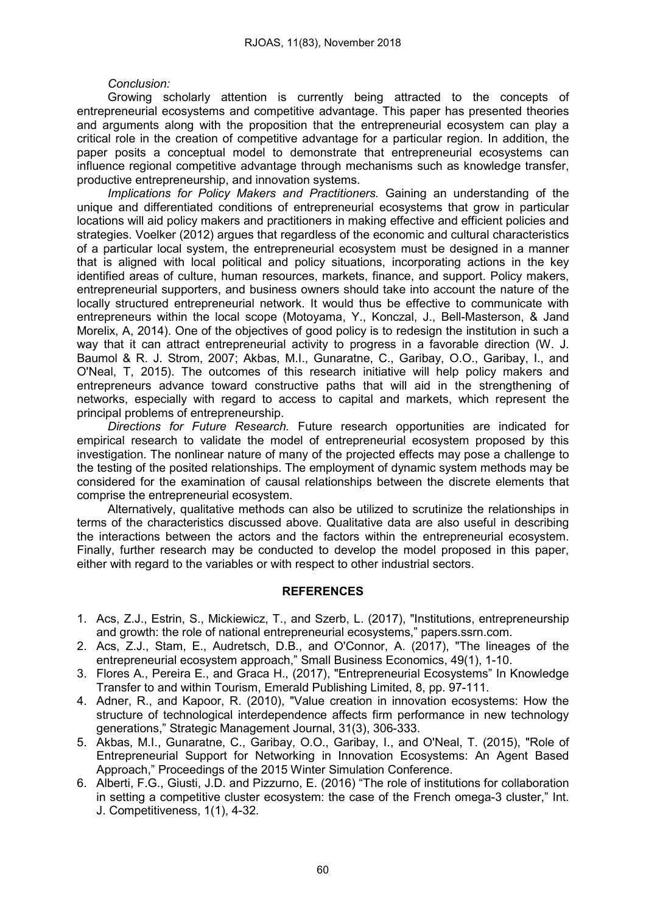*Conclusion:*

Growing scholarly attention is currently being attracted to the concepts of entrepreneurial ecosystems and competitive advantage. This paper has presented theories and arguments along with the proposition that the entrepreneurial ecosystem can play a critical role in the creation of competitive advantage for a particular region. In addition, the paper posits a conceptual model to demonstrate that entrepreneurial ecosystems can influence regional competitive advantage through mechanisms such as knowledge transfer, productive entrepreneurship, and innovation systems.

*Implications for Policy Makers and Practitioners.* Gaining an understanding of the unique and differentiated conditions of entrepreneurial ecosystems that grow in particular locations will aid policy makers and practitioners in making effective and efficient policies and strategies. Voelker (2012) argues that regardless of the economic and cultural characteristics of a particular local system, the entrepreneurial ecosystem must be designed in a manner that is aligned with local political and policy situations, incorporating actions in the key identified areas of culture, human resources, markets, finance, and support. Policy makers, entrepreneurial supporters, and business owners should take into account the nature of the locally structured entrepreneurial network. It would thus be effective to communicate with entrepreneurs within the local scope (Motoyama, Y., Konczal, J., Bell-Masterson, & Jand Morelix, A, 2014). One of the objectives of good policy is to redesign the institution in such a way that it can attract entrepreneurial activity to progress in a favorable direction (W. J. Baumol & R. J. Strom, 2007; Akbas, M.I., Gunaratne, C., Garibay, O.O., Garibay, I., and O'Neal, T, 2015). The outcomes of this research initiative will help policy makers and entrepreneurs advance toward constructive paths that will aid in the strengthening of networks, especially with regard to access to capital and markets, which represent the principal problems of entrepreneurship.

*Directions for Future Research.* Future research opportunities are indicated for empirical research to validate the model of entrepreneurial ecosystem proposed by this investigation. The nonlinear nature of many of the projected effects may pose a challenge to the testing of the posited relationships. The employment of dynamic system methods may be considered for the examination of causal relationships between the discrete elements that comprise the entrepreneurial ecosystem.

Alternatively, qualitative methods can also be utilized to scrutinize the relationships in terms of the characteristics discussed above. Qualitative data are also useful in describing the interactions between the actors and the factors within the entrepreneurial ecosystem. Finally, further research may be conducted to develop the model proposed in this paper, either with regard to the variables or with respect to other industrial sectors.

## REFERENCES

1. Acs, Z.J., Estrin, S., Mickiewicz, T., and Szerb, L. (2017), "Institutions, entrepreneurship and growth: the role of national entrepreneurial ecosystems," papers.ssrn.com.
2. Acs, Z.J., Stam, E., Audretsch, D.B., and O'Connor, A. (2017), "The lineages of the entrepreneurial ecosystem approach," Small Business Economics, 49(1), 1-10.
3. Flores A., Pereira E., and Graca H., (2017), "Entrepreneurial Ecosystems" In Knowledge Transfer to and within Tourism, Emerald Publishing Limited, 8, pp. 97-111.
4. Adner, R., and Kapoor, R. (2010), "Value creation in innovation ecosystems: How the structure of technological interdependence affects firm performance in new technology generations," Strategic Management Journal, 31(3), 306-333.
5. Akbas, M.I., Gunaratne, C., Garibay, O.O., Garibay, I., and O'Neal, T. (2015), "Role of Entrepreneurial Support for Networking in Innovation Ecosystems: An Agent Based Approach," Proceedings of the 2015 Winter Simulation Conference.
6. Alberti, F.G., Giusti, J.D. and Pizzurno, E. (2016) "The role of institutions for collaboration in setting a competitive cluster ecosystem: the case of the French omega-3 cluster," Int. J. Competitiveness, 1(1), 4-32.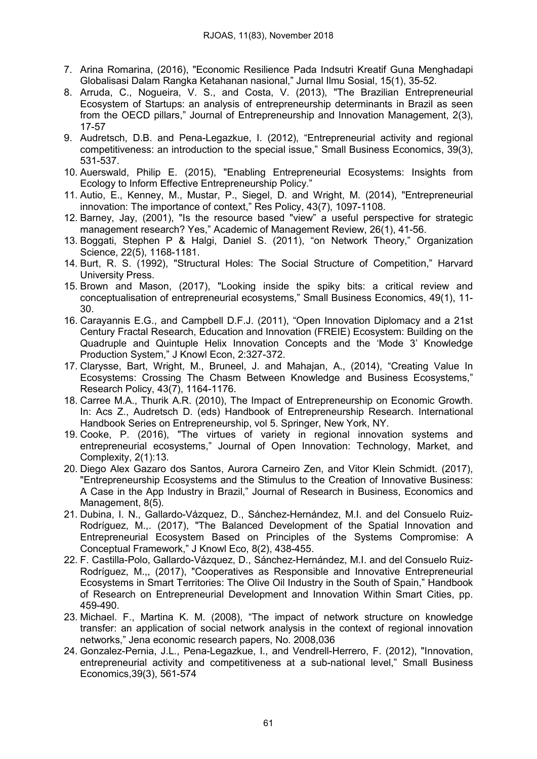7. Arina Romarina, (2016), "Economic Resilience Pada Indsutri Kreatif Guna Menghadapi Globalisasi Dalam Rangka Ketahanan nasional," Jurnal Ilmu Sosial, 15(1), 35-52.
8. Arruda, C., Nogueira, V. S., and Costa, V. (2013), "The Brazilian Entrepreneurial Ecosystem of Startups: an analysis of entrepreneurship determinants in Brazil as seen from the OECD pillars," Journal of Entrepreneurship and Innovation Management, 2(3), 17-57
9. Audretsch, D.B. and Pena-Legazkue, I. (2012), "Entrepreneurial activity and regional competitiveness: an introduction to the special issue," Small Business Economics, 39(3), 531-537.
10. Auerswald, Philip E. (2015), "Enabling Entrepreneurial Ecosystems: Insights from Ecology to Inform Effective Entrepreneurship Policy."
11. Autio, E., Kenney, M., Mustar, P., Siegel, D. and Wright, M. (2014), "Entrepreneurial innovation: The importance of context," Res Policy, 43(7), 1097-1108.
12. Barney, Jay, (2001), "Is the resource based "view" a useful perspective for strategic management research? Yes," Academic of Management Review, 26(1), 41-56.
13. Boggati, Stephen P & Halgi, Daniel S. (2011), "on Network Theory," Organization Science, 22(5), 1168-1181.
14. Burt, R. S. (1992), "Structural Holes: The Social Structure of Competition," Harvard University Press.
15. Brown and Mason, (2017), "Looking inside the spiky bits: a critical review and conceptualisation of entrepreneurial ecosystems," Small Business Economics, 49(1), 11-30.
16. Carayannis E.G., and Campbell D.F.J. (2011), "Open Innovation Diplomacy and a 21st Century Fractal Research, Education and Innovation (FREIE) Ecosystem: Building on the Quadruple and Quintuple Helix Innovation Concepts and the 'Mode 3' Knowledge Production System," J Knowl Econ, 2:327-372.
17. Clarysse, Bart, Wright, M., Bruneel, J. and Mahajan, A., (2014), "Creating Value In Ecosystems: Crossing The Chasm Between Knowledge and Business Ecosystems," Research Policy, 43(7), 1164-1176.
18. Carree M.A., Thurik A.R. (2010), The Impact of Entrepreneurship on Economic Growth. In: Acs Z., Audretsch D. (eds) Handbook of Entrepreneurship Research. International Handbook Series on Entrepreneurship, vol 5. Springer, New York, NY.
19. Cooke, P. (2016), "The virtues of variety in regional innovation systems and entrepreneurial ecosystems," Journal of Open Innovation: Technology, Market, and Complexity, 2(1):13.
20. Diego Alex Gazaro dos Santos, Aurora Carneiro Zen, and Vitor Klein Schmidt. (2017), "Entrepreneurship Ecosystems and the Stimulus to the Creation of Innovative Business: A Case in the App Industry in Brazil," Journal of Research in Business, Economics and Management, 8(5).
21. Dubina, I. N., Gallardo-Vázquez, D., Sánchez-Hernández, M.I. and del Consuelo Ruiz-Rodríguez, M.,. (2017), "The Balanced Development of the Spatial Innovation and Entrepreneurial Ecosystem Based on Principles of the Systems Compromise: A Conceptual Framework," J Knowl Eco, 8(2), 438-455.
22. F. Castilla-Polo, Gallardo-Vázquez, D., Sánchez-Hernández, M.I. and del Consuelo Ruiz-Rodríguez, M.,, (2017), "Cooperatives as Responsible and Innovative Entrepreneurial Ecosystems in Smart Territories: The Olive Oil Industry in the South of Spain," Handbook of Research on Entrepreneurial Development and Innovation Within Smart Cities, pp. 459-490.
23. Michael. F., Martina K. M. (2008), "The impact of network structure on knowledge transfer: an application of social network analysis in the context of regional innovation networks," Jena economic research papers, No. 2008,036
24. Gonzalez-Pernia, J.L., Pena-Legazkue, I., and Vendrell-Herrero, F. (2012), "Innovation, entrepreneurial activity and competitiveness at a sub-national level," Small Business Economics,39(3), 561-574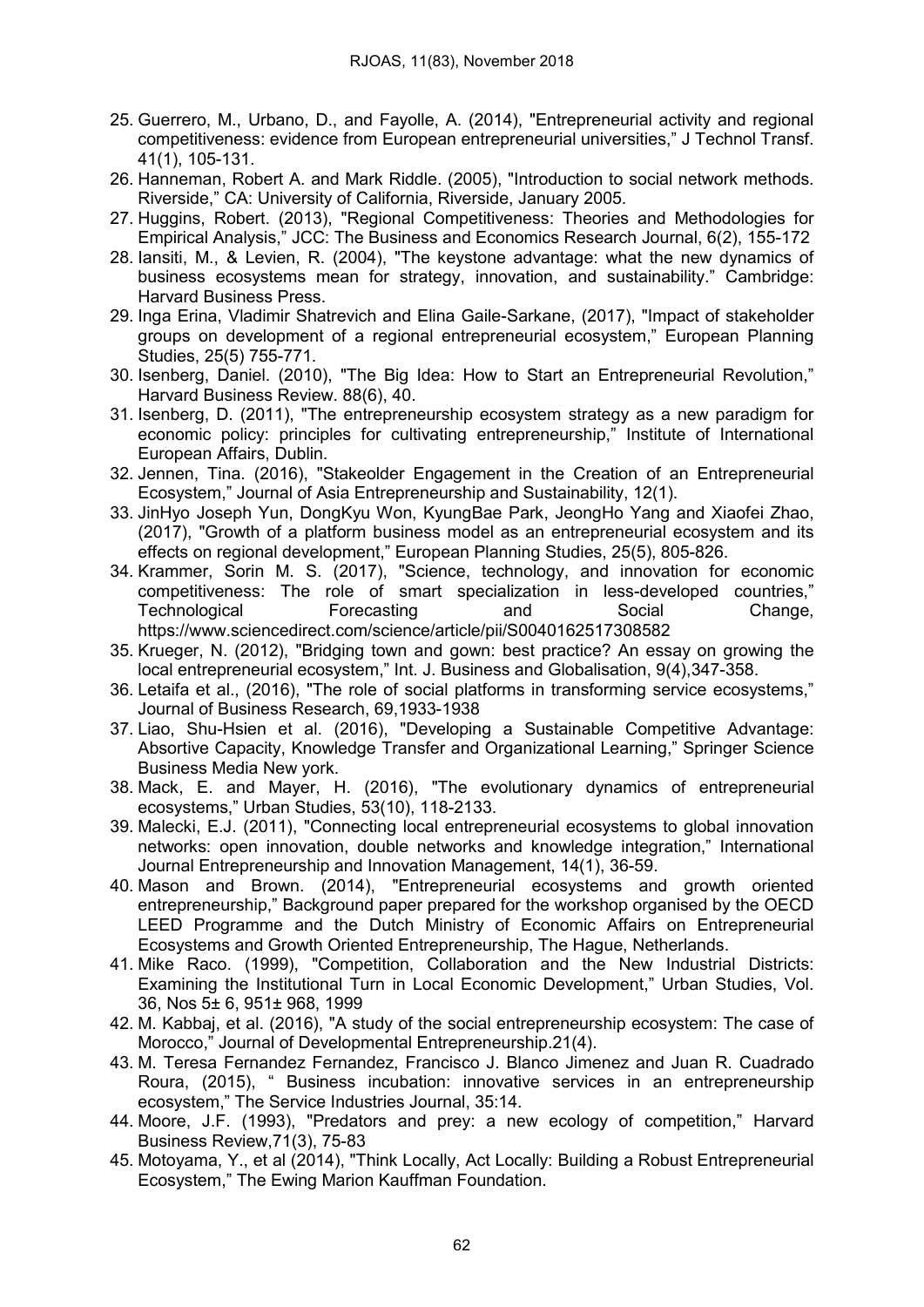25. Guerrero, M., Urbano, D., and Fayolle, A. (2014), "Entrepreneurial activity and regional competitiveness: evidence from European entrepreneurial universities," J Technol Transf. 41(1), 105-131.
26. Hanneman, Robert A. and Mark Riddle. (2005), "Introduction to social network methods. Riverside," CA: University of California, Riverside, January 2005.
27. Huggins, Robert. (2013), "Regional Competitiveness: Theories and Methodologies for Empirical Analysis," JCC: The Business and Economics Research Journal, 6(2), 155-172
28. Iansiti, M., & Levien, R. (2004), "The keystone advantage: what the new dynamics of business ecosystems mean for strategy, innovation, and sustainability." Cambridge: Harvard Business Press.
29. Inga Erina, Vladimir Shatrevich and Elina Gaile-Sarkane, (2017), "Impact of stakeholder groups on development of a regional entrepreneurial ecosystem," European Planning Studies, 25(5) 755-771.
30. Isenberg, Daniel. (2010), "The Big Idea: How to Start an Entrepreneurial Revolution," Harvard Business Review. 88(6), 40.
31. Isenberg, D. (2011), "The entrepreneurship ecosystem strategy as a new paradigm for economic policy: principles for cultivating entrepreneurship," Institute of International European Affairs, Dublin.
32. Jennen, Tina. (2016), "Stakeolder Engagement in the Creation of an Entrepreneurial Ecosystem," Journal of Asia Entrepreneurship and Sustainability, 12(1).
33. JinHyo Joseph Yun, DongKyu Won, KyungBae Park, JeongHo Yang and Xiaofei Zhao, (2017), "Growth of a platform business model as an entrepreneurial ecosystem and its effects on regional development," European Planning Studies, 25(5), 805-826.
34. Krammer, Sorin M. S. (2017), "Science, technology, and innovation for economic competitiveness: The role of smart specialization in less-developed countries," Technological Forecasting and Social Change, https://www.sciencedirect.com/science/article/pii/S0040162517308582
35. Krueger, N. (2012), "Bridging town and gown: best practice? An essay on growing the local entrepreneurial ecosystem," Int. J. Business and Globalisation, 9(4),347-358.
36. Letaifa et al., (2016), "The role of social platforms in transforming service ecosystems," Journal of Business Research, 69,1933-1938
37. Liao, Shu-Hsien et al. (2016), "Developing a Sustainable Competitive Advantage: Absortive Capacity, Knowledge Transfer and Organizational Learning," Springer Science Business Media New york.
38. Mack, E. and Mayer, H. (2016), "The evolutionary dynamics of entrepreneurial ecosystems," Urban Studies, 53(10), 118-2133.
39. Malecki, E.J. (2011), "Connecting local entrepreneurial ecosystems to global innovation networks: open innovation, double networks and knowledge integration," International Journal Entrepreneurship and Innovation Management, 14(1), 36-59.
40. Mason and Brown. (2014), "Entrepreneurial ecosystems and growth oriented entrepreneurship," Background paper prepared for the workshop organised by the OECD LEED Programme and the Dutch Ministry of Economic Affairs on Entrepreneurial Ecosystems and Growth Oriented Entrepreneurship, The Hague, Netherlands.
41. Mike Raco. (1999), "Competition, Collaboration and the New Industrial Districts: Examining the Institutional Turn in Local Economic Development," Urban Studies, Vol. 36, Nos 5± 6, 951± 968, 1999
42. M. Kabbaj, et al. (2016), "A study of the social entrepreneurship ecosystem: The case of Morocco," Journal of Developmental Entrepreneurship.21(4).
43. M. Teresa Fernandez Fernandez, Francisco J. Blanco Jimenez and Juan R. Cuadrado Roura, (2015), " Business incubation: innovative services in an entrepreneurship ecosystem," The Service Industries Journal, 35:14.
44. Moore, J.F. (1993), "Predators and prey: a new ecology of competition," Harvard Business Review,71(3), 75-83
45. Motoyama, Y., et al (2014), "Think Locally, Act Locally: Building a Robust Entrepreneurial Ecosystem," The Ewing Marion Kauffman Foundation.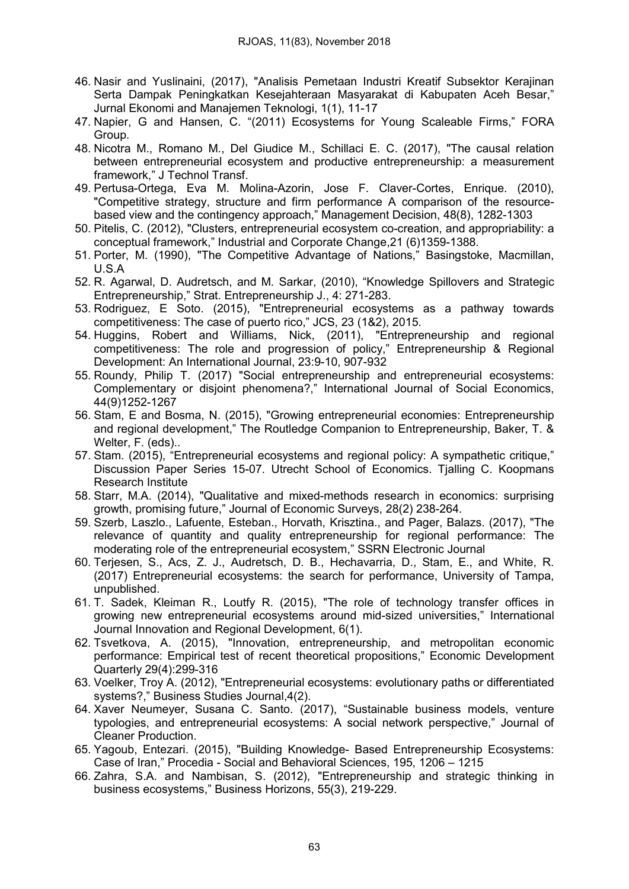46. Nasir and Yuslinaini, (2017), "Analisis Pemetaan Industri Kreatif Subsektor Kerajinan Serta Dampak Peningkatkan Kesejahteraan Masyarakat di Kabupaten Aceh Besar," Jurnal Ekonomi and Manajemen Teknologi, 1(1), 11-17
47. Napier, G and Hansen, C. "(2011) Ecosystems for Young Scaleable Firms," FORA Group.
48. Nicotra M., Romano M., Del Giudice M., Schillaci E. C. (2017), "The causal relation between entrepreneurial ecosystem and productive entrepreneurship: a measurement framework," J Technol Transf.
49. Pertusa-Ortega, Eva M. Molina-Azorin, Jose F. Claver-Cortes, Enrique. (2010), "Competitive strategy, structure and firm performance A comparison of the resource-based view and the contingency approach," Management Decision, 48(8), 1282-1303
50. Pitelis, C. (2012), "Clusters, entrepreneurial ecosystem co-creation, and appropriability: a conceptual framework," Industrial and Corporate Change,21 (6)1359-1388.
51. Porter, M. (1990), "The Competitive Advantage of Nations," Basingstoke, Macmillan, U.S.A
52. R. Agarwal, D. Audretsch, and M. Sarkar, (2010), "Knowledge Spillovers and Strategic Entrepreneurship," Strat. Entrepreneurship J., 4: 271-283.
53. Rodriguez, E Soto. (2015), "Entrepreneurial ecosystems as a pathway towards competitiveness: The case of puerto rico," JCS, 23 (1&2), 2015.
54. Huggins, Robert and Williams, Nick, (2011), "Entrepreneurship and regional competitiveness: The role and progression of policy," Entrepreneurship & Regional Development: An International Journal, 23:9-10, 907-932
55. Roundy, Philip T. (2017) "Social entrepreneurship and entrepreneurial ecosystems: Complementary or disjoint phenomena?," International Journal of Social Economics, 44(9)1252-1267
56. Stam, E and Bosma, N. (2015), "Growing entrepreneurial economies: Entrepreneurship and regional development," The Routledge Companion to Entrepreneurship, Baker, T. & Welter, F. (eds)..
57. Stam. (2015), "Entrepreneurial ecosystems and regional policy: A sympathetic critique," Discussion Paper Series 15-07. Utrecht School of Economics. Tjalling C. Koopmans Research Institute
58. Starr, M.A. (2014), "Qualitative and mixed-methods research in economics: surprising growth, promising future," Journal of Economic Surveys, 28(2) 238-264.
59. Szerb, Laszlo., Lafuente, Esteban., Horvath, Krisztina., and Pager, Balazs. (2017), "The relevance of quantity and quality entrepreneurship for regional performance: The moderating role of the entrepreneurial ecosystem," SSRN Electronic Journal
60. Terjesen, S., Acs, Z. J., Audretsch, D. B., Hechavarria, D., Stam, E., and White, R. (2017) Entrepreneurial ecosystems: the search for performance, University of Tampa, unpublished.
61. T. Sadek, Kleiman R., Loutfy R. (2015), "The role of technology transfer offices in growing new entrepreneurial ecosystems around mid-sized universities," International Journal Innovation and Regional Development, 6(1).
62. Tsvetkova, A. (2015), "Innovation, entrepreneurship, and metropolitan economic performance: Empirical test of recent theoretical propositions," Economic Development Quarterly 29(4):299-316
63. Voelker, Troy A. (2012), "Entrepreneurial ecosystems: evolutionary paths or differentiated systems?," Business Studies Journal,4(2).
64. Xaver Neumeyer, Susana C. Santo. (2017), "Sustainable business models, venture typologies, and entrepreneurial ecosystems: A social network perspective," Journal of Cleaner Production.
65. Yagoub, Entezari. (2015), "Building Knowledge- Based Entrepreneurship Ecosystems: Case of Iran," Procedia - Social and Behavioral Sciences, 195, 1206 – 1215
66. Zahra, S.A. and Nambisan, S. (2012), "Entrepreneurship and strategic thinking in business ecosystems," Business Horizons, 55(3), 219-229.